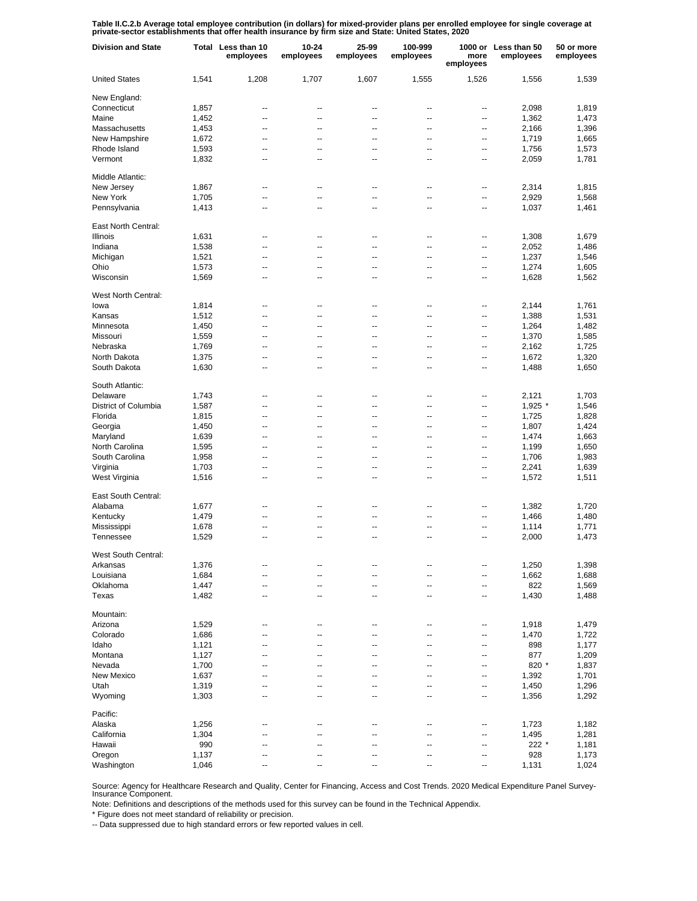**Table II.C.2.b Average total employee contribution (in dollars) for mixed-provider plans per enrolled employee for single coverage at private-sector establishments that offer health insurance by firm size and State: United States, 2020**

| Division and State | Total | Less than 10 employees | 10-24 employees | 25-99 employees | 100-999 employees | 1000 or more employees | Less than 50 employees | 50 or more employees |
|---|---|---|---|---|---|---|---|---|
| United States | 1,541 | 1,208 | 1,707 | 1,607 | 1,555 | 1,526 | 1,556 | 1,539 |
| New England: | | | | | | | | |
| Connecticut | 1,857 | -- | -- | -- | -- | -- | 2,098 | 1,819 |
| Maine | 1,452 | -- | -- | -- | -- | -- | 1,362 | 1,473 |
| Massachusetts | 1,453 | -- | -- | -- | -- | -- | 2,166 | 1,396 |
| New Hampshire | 1,672 | -- | -- | -- | -- | -- | 1,719 | 1,665 |
| Rhode Island | 1,593 | -- | -- | -- | -- | -- | 1,756 | 1,573 |
| Vermont | 1,832 | -- | -- | -- | -- | -- | 2,059 | 1,781 |
| Middle Atlantic: | | | | | | | | |
| New Jersey | 1,867 | -- | -- | -- | -- | -- | 2,314 | 1,815 |
| New York | 1,705 | -- | -- | -- | -- | -- | 2,929 | 1,568 |
| Pennsylvania | 1,413 | -- | -- | -- | -- | -- | 1,037 | 1,461 |
| East North Central: | | | | | | | | |
| Illinois | 1,631 | -- | -- | -- | -- | -- | 1,308 | 1,679 |
| Indiana | 1,538 | -- | -- | -- | -- | -- | 2,052 | 1,486 |
| Michigan | 1,521 | -- | -- | -- | -- | -- | 1,237 | 1,546 |
| Ohio | 1,573 | -- | -- | -- | -- | -- | 1,274 | 1,605 |
| Wisconsin | 1,569 | -- | -- | -- | -- | -- | 1,628 | 1,562 |
| West North Central: | | | | | | | | |
| Iowa | 1,814 | -- | -- | -- | -- | -- | 2,144 | 1,761 |
| Kansas | 1,512 | -- | -- | -- | -- | -- | 1,388 | 1,531 |
| Minnesota | 1,450 | -- | -- | -- | -- | -- | 1,264 | 1,482 |
| Missouri | 1,559 | -- | -- | -- | -- | -- | 1,370 | 1,585 |
| Nebraska | 1,769 | -- | -- | -- | -- | -- | 2,162 | 1,725 |
| North Dakota | 1,375 | -- | -- | -- | -- | -- | 1,672 | 1,320 |
| South Dakota | 1,630 | -- | -- | -- | -- | -- | 1,488 | 1,650 |
| South Atlantic: | | | | | | | | |
| Delaware | 1,743 | -- | -- | -- | -- | -- | 2,121 | 1,703 |
| District of Columbia | 1,587 | -- | -- | -- | -- | -- | 1,925 * | 1,546 |
| Florida | 1,815 | -- | -- | -- | -- | -- | 1,725 | 1,828 |
| Georgia | 1,450 | -- | -- | -- | -- | -- | 1,807 | 1,424 |
| Maryland | 1,639 | -- | -- | -- | -- | -- | 1,474 | 1,663 |
| North Carolina | 1,595 | -- | -- | -- | -- | -- | 1,199 | 1,650 |
| South Carolina | 1,958 | -- | -- | -- | -- | -- | 1,706 | 1,983 |
| Virginia | 1,703 | -- | -- | -- | -- | -- | 2,241 | 1,639 |
| West Virginia | 1,516 | -- | -- | -- | -- | -- | 1,572 | 1,511 |
| East South Central: | | | | | | | | |
| Alabama | 1,677 | -- | -- | -- | -- | -- | 1,382 | 1,720 |
| Kentucky | 1,479 | -- | -- | -- | -- | -- | 1,466 | 1,480 |
| Mississippi | 1,678 | -- | -- | -- | -- | -- | 1,114 | 1,771 |
| Tennessee | 1,529 | -- | -- | -- | -- | -- | 2,000 | 1,473 |
| West South Central: | | | | | | | | |
| Arkansas | 1,376 | -- | -- | -- | -- | -- | 1,250 | 1,398 |
| Louisiana | 1,684 | -- | -- | -- | -- | -- | 1,662 | 1,688 |
| Oklahoma | 1,447 | -- | -- | -- | -- | -- | 822 | 1,569 |
| Texas | 1,482 | -- | -- | -- | -- | -- | 1,430 | 1,488 |
| Mountain: | | | | | | | | |
| Arizona | 1,529 | -- | -- | -- | -- | -- | 1,918 | 1,479 |
| Colorado | 1,686 | -- | -- | -- | -- | -- | 1,470 | 1,722 |
| Idaho | 1,121 | -- | -- | -- | -- | -- | 898 | 1,177 |
| Montana | 1,127 | -- | -- | -- | -- | -- | 877 | 1,209 |
| Nevada | 1,700 | -- | -- | -- | -- | -- | 820 * | 1,837 |
| New Mexico | 1,637 | -- | -- | -- | -- | -- | 1,392 | 1,701 |
| Utah | 1,319 | -- | -- | -- | -- | -- | 1,450 | 1,296 |
| Wyoming | 1,303 | -- | -- | -- | -- | -- | 1,356 | 1,292 |
| Pacific: | | | | | | | | |
| Alaska | 1,256 | -- | -- | -- | -- | -- | 1,723 | 1,182 |
| California | 1,304 | -- | -- | -- | -- | -- | 1,495 | 1,281 |
| Hawaii | 990 | -- | -- | -- | -- | -- | 222 * | 1,181 |
| Oregon | 1,137 | -- | -- | -- | -- | -- | 928 | 1,173 |
| Washington | 1,046 | -- | -- | -- | -- | -- | 1,131 | 1,024 |

Source: Agency for Healthcare Research and Quality, Center for Financing, Access and Cost Trends. 2020 Medical Expenditure Panel Survey-Insurance Component.

Note: Definitions and descriptions of the methods used for this survey can be found in the Technical Appendix.

* Figure does not meet standard of reliability or precision.

-- Data suppressed due to high standard errors or few reported values in cell.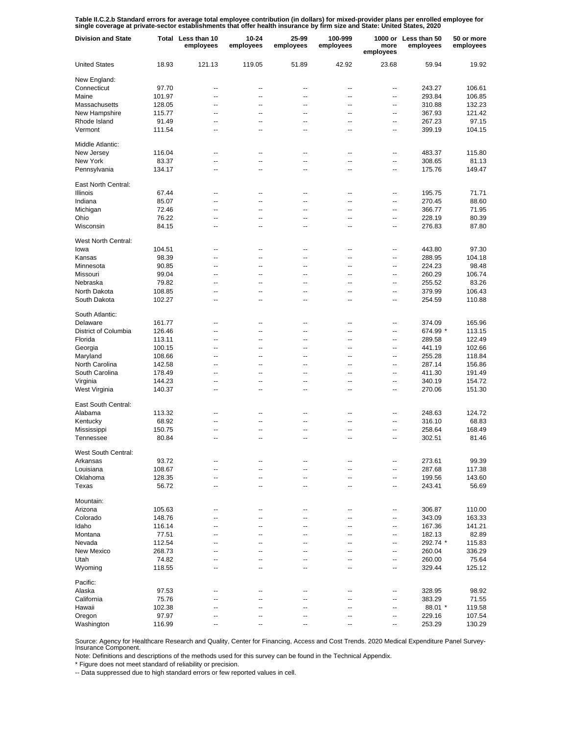**Table II.C.2.b Standard errors for average total employee contribution (in dollars) for mixed-provider plans per enrolled employee for single coverage at private-sector establishments that offer health insurance by firm size and State: United States, 2020**

| Division and State | Total | Less than 10 employees | 10-24 employees | 25-99 employees | 100-999 employees | 1000 or more employees | Less than 50 employees | 50 or more employees |
|---|---|---|---|---|---|---|---|---|
| United States | 18.93 | 121.13 | 119.05 | 51.89 | 42.92 | 23.68 | 59.94 | 19.92 |
| New England: | | | | | | | | |
| Connecticut | 97.70 | -- | -- | -- | -- | -- | 243.27 | 106.61 |
| Maine | 101.97 | -- | -- | -- | -- | -- | 293.84 | 106.85 |
| Massachusetts | 128.05 | -- | -- | -- | -- | -- | 310.88 | 132.23 |
| New Hampshire | 115.77 | -- | -- | -- | -- | -- | 367.93 | 121.42 |
| Rhode Island | 91.49 | -- | -- | -- | -- | -- | 267.23 | 97.15 |
| Vermont | 111.54 | -- | -- | -- | -- | -- | 399.19 | 104.15 |
| Middle Atlantic: | | | | | | | | |
| New Jersey | 116.04 | -- | -- | -- | -- | -- | 483.37 | 115.80 |
| New York | 83.37 | -- | -- | -- | -- | -- | 308.65 | 81.13 |
| Pennsylvania | 134.17 | -- | -- | -- | -- | -- | 175.76 | 149.47 |
| East North Central: | | | | | | | | |
| Illinois | 67.44 | -- | -- | -- | -- | -- | 195.75 | 71.71 |
| Indiana | 85.07 | -- | -- | -- | -- | -- | 270.45 | 88.60 |
| Michigan | 72.46 | -- | -- | -- | -- | -- | 366.77 | 71.95 |
| Ohio | 76.22 | -- | -- | -- | -- | -- | 228.19 | 80.39 |
| Wisconsin | 84.15 | -- | -- | -- | -- | -- | 276.83 | 87.80 |
| West North Central: | | | | | | | | |
| Iowa | 104.51 | -- | -- | -- | -- | -- | 443.80 | 97.30 |
| Kansas | 98.39 | -- | -- | -- | -- | -- | 288.95 | 104.18 |
| Minnesota | 90.85 | -- | -- | -- | -- | -- | 224.23 | 98.48 |
| Missouri | 99.04 | -- | -- | -- | -- | -- | 260.29 | 106.74 |
| Nebraska | 79.82 | -- | -- | -- | -- | -- | 255.52 | 83.26 |
| North Dakota | 108.85 | -- | -- | -- | -- | -- | 379.99 | 106.43 |
| South Dakota | 102.27 | -- | -- | -- | -- | -- | 254.59 | 110.88 |
| South Atlantic: | | | | | | | | |
| Delaware | 161.77 | -- | -- | -- | -- | -- | 374.09 | 165.96 |
| District of Columbia | 126.46 | -- | -- | -- | -- | -- | 674.99 * | 113.15 |
| Florida | 113.11 | -- | -- | -- | -- | -- | 289.58 | 122.49 |
| Georgia | 100.15 | -- | -- | -- | -- | -- | 441.19 | 102.66 |
| Maryland | 108.66 | -- | -- | -- | -- | -- | 255.28 | 118.84 |
| North Carolina | 142.58 | -- | -- | -- | -- | -- | 287.14 | 156.86 |
| South Carolina | 178.49 | -- | -- | -- | -- | -- | 411.30 | 191.49 |
| Virginia | 144.23 | -- | -- | -- | -- | -- | 340.19 | 154.72 |
| West Virginia | 140.37 | -- | -- | -- | -- | -- | 270.06 | 151.30 |
| East South Central: | | | | | | | | |
| Alabama | 113.32 | -- | -- | -- | -- | -- | 248.63 | 124.72 |
| Kentucky | 68.92 | -- | -- | -- | -- | -- | 316.10 | 68.83 |
| Mississippi | 150.75 | -- | -- | -- | -- | -- | 258.64 | 168.49 |
| Tennessee | 80.84 | -- | -- | -- | -- | -- | 302.51 | 81.46 |
| West South Central: | | | | | | | | |
| Arkansas | 93.72 | -- | -- | -- | -- | -- | 273.61 | 99.39 |
| Louisiana | 108.67 | -- | -- | -- | -- | -- | 287.68 | 117.38 |
| Oklahoma | 128.35 | -- | -- | -- | -- | -- | 199.56 | 143.60 |
| Texas | 56.72 | -- | -- | -- | -- | -- | 243.41 | 56.69 |
| Mountain: | | | | | | | | |
| Arizona | 105.63 | -- | -- | -- | -- | -- | 306.87 | 110.00 |
| Colorado | 148.76 | -- | -- | -- | -- | -- | 343.09 | 163.33 |
| Idaho | 116.14 | -- | -- | -- | -- | -- | 167.36 | 141.21 |
| Montana | 77.51 | -- | -- | -- | -- | -- | 182.13 | 82.89 |
| Nevada | 112.54 | -- | -- | -- | -- | -- | 292.74 * | 115.83 |
| New Mexico | 268.73 | -- | -- | -- | -- | -- | 260.04 | 336.29 |
| Utah | 74.82 | -- | -- | -- | -- | -- | 260.00 | 75.64 |
| Wyoming | 118.55 | -- | -- | -- | -- | -- | 329.44 | 125.12 |
| Pacific: | | | | | | | | |
| Alaska | 97.53 | -- | -- | -- | -- | -- | 328.95 | 98.92 |
| California | 75.76 | -- | -- | -- | -- | -- | 383.29 | 71.55 |
| Hawaii | 102.38 | -- | -- | -- | -- | -- | 88.01 * | 119.58 |
| Oregon | 97.97 | -- | -- | -- | -- | -- | 229.16 | 107.54 |
| Washington | 116.99 | -- | -- | -- | -- | -- | 253.29 | 130.29 |

Source: Agency for Healthcare Research and Quality, Center for Financing, Access and Cost Trends. 2020 Medical Expenditure Panel Survey-Insurance Component.

Note: Definitions and descriptions of the methods used for this survey can be found in the Technical Appendix.

* Figure does not meet standard of reliability or precision.

-- Data suppressed due to high standard errors or few reported values in cell.